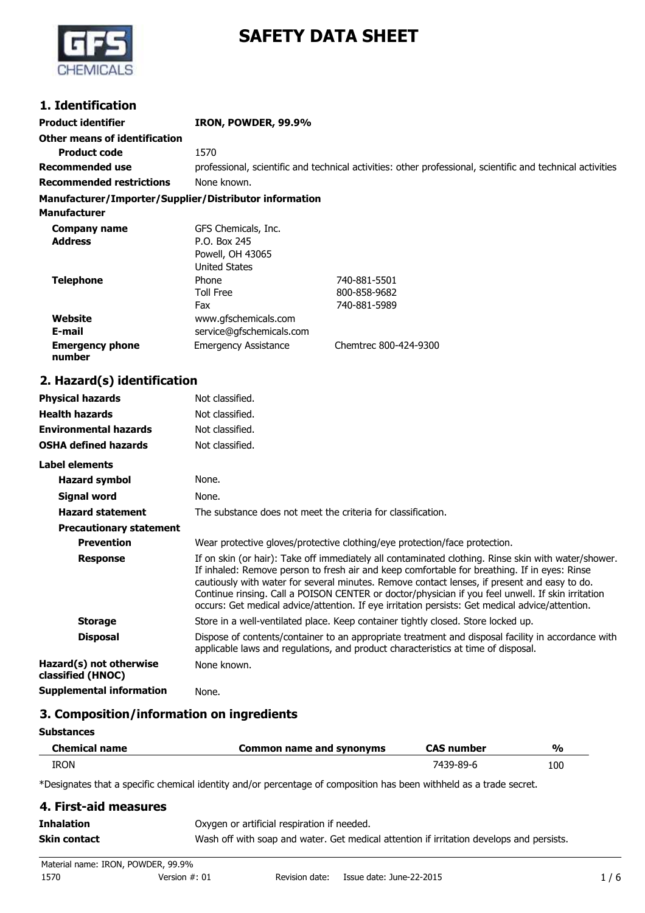# SAFETY DATA SHEET

## 1. Identification

| | | |
|---|---|---|
| **Product identifier** | **IRON, POWDER, 99.9%** | |
| **Other means of identification** | | |
| **Product code** | 1570 | |
| **Recommended use** | professional, scientific and technical activities: other professional, scientific and technical activities | |
| **Recommended restrictions** | None known. | |

**Manufacturer/Importer/Supplier/Distributor information**

**Manufacturer**

| | | |
|---|---|---|
| **Company name** | GFS Chemicals, Inc. | |
| **Address** | P.O. Box 245<br>Powell, OH 43065<br>United States | |
| **Telephone** | Phone | 740-881-5501 |
| | Toll Free | 800-858-9682 |
| | Fax | 740-881-5989 |
| **Website** | www.gfschemicals.com | |
| **E-mail** | service@gfschemicals.com | |
| **Emergency phone number** | Emergency Assistance | Chemtrec 800-424-9300 |

## 2. Hazard(s) identification

| | |
|---|---|
| **Physical hazards** | Not classified. |
| **Health hazards** | Not classified. |
| **Environmental hazards** | Not classified. |
| **OSHA defined hazards** | Not classified. |

**Label elements**

| | |
|---|---|
| **Hazard symbol** | None. |
| **Signal word** | None. |
| **Hazard statement** | The substance does not meet the criteria for classification. |
| **Precautionary statement** | |
| **Prevention** | Wear protective gloves/protective clothing/eye protection/face protection. |
| **Response** | If on skin (or hair): Take off immediately all contaminated clothing. Rinse skin with water/shower. If inhaled: Remove person to fresh air and keep comfortable for breathing. If in eyes: Rinse cautiously with water for several minutes. Remove contact lenses, if present and easy to do. Continue rinsing. Call a POISON CENTER or doctor/physician if you feel unwell. If skin irritation occurs: Get medical advice/attention. If eye irritation persists: Get medical advice/attention. |
| **Storage** | Store in a well-ventilated place. Keep container tightly closed. Store locked up. |
| **Disposal** | Dispose of contents/container to an appropriate treatment and disposal facility in accordance with applicable laws and regulations, and product characteristics at time of disposal. |
| **Hazard(s) not otherwise classified (HNOC)** | None known. |
| **Supplemental information** | None. |

## 3. Composition/information on ingredients

**Substances**

| Chemical name | Common name and synonyms | CAS number | % |
|---|---|---|---|
| IRON | | 7439-89-6 | 100 |

*Designates that a specific chemical identity and/or percentage of composition has been withheld as a trade secret.

## 4. First-aid measures

| | |
|---|---|
| **Inhalation** | Oxygen or artificial respiration if needed. |
| **Skin contact** | Wash off with soap and water. Get medical attention if irritation develops and persists. |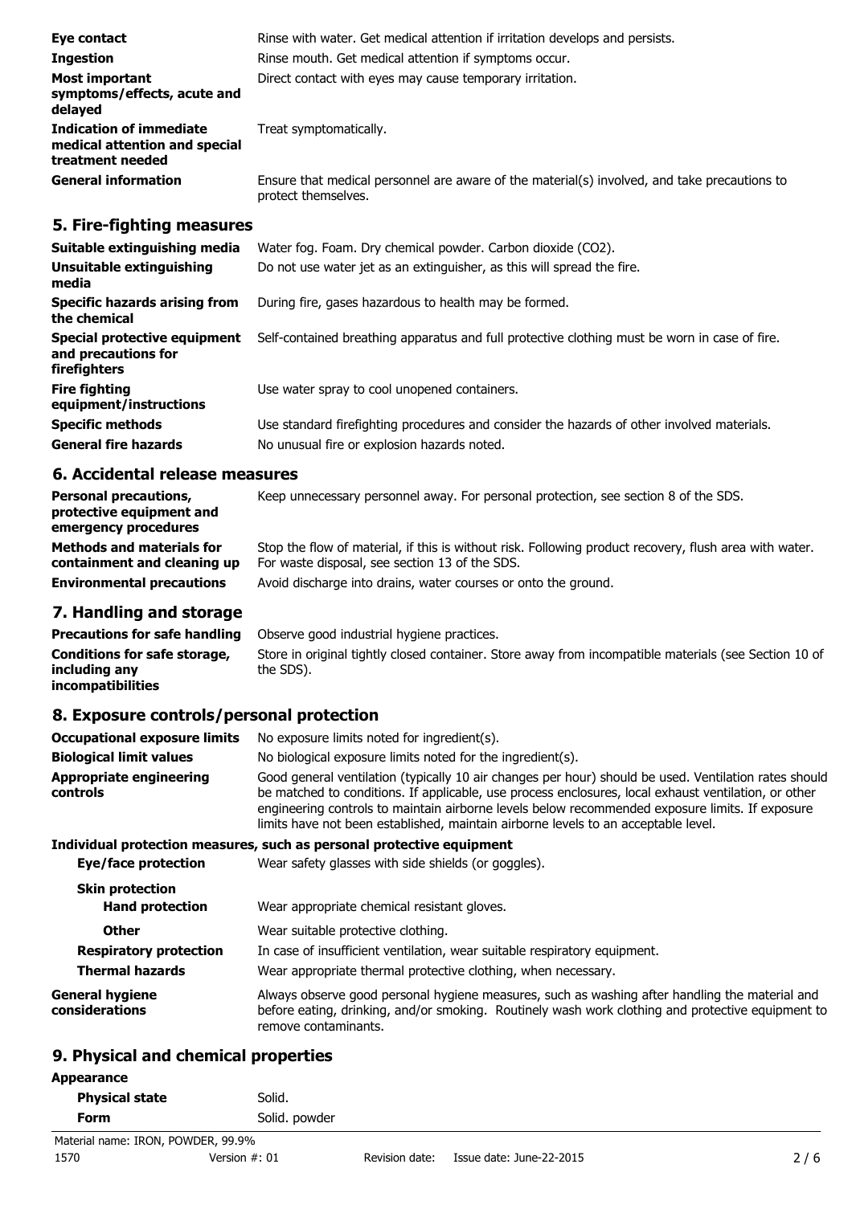| | |
|---|---|
| **Eye contact** | Rinse with water. Get medical attention if irritation develops and persists. |
| **Ingestion** | Rinse mouth. Get medical attention if symptoms occur. |
| **Most important symptoms/effects, acute and delayed** | Direct contact with eyes may cause temporary irritation. |
| **Indication of immediate medical attention and special treatment needed** | Treat symptomatically. |
| **General information** | Ensure that medical personnel are aware of the material(s) involved, and take precautions to protect themselves. |

## 5. Fire-fighting measures

| | |
|---|---|
| **Suitable extinguishing media** | Water fog. Foam. Dry chemical powder. Carbon dioxide ($CO_2$). |
| **Unsuitable extinguishing media** | Do not use water jet as an extinguisher, as this will spread the fire. |
| **Specific hazards arising from the chemical** | During fire, gases hazardous to health may be formed. |
| **Special protective equipment and precautions for firefighters** | Self-contained breathing apparatus and full protective clothing must be worn in case of fire. |
| **Fire fighting equipment/instructions** | Use water spray to cool unopened containers. |
| **Specific methods** | Use standard firefighting procedures and consider the hazards of other involved materials. |
| **General fire hazards** | No unusual fire or explosion hazards noted. |

## 6. Accidental release measures

| | |
|---|---|
| **Personal precautions, protective equipment and emergency procedures** | Keep unnecessary personnel away. For personal protection, see section 8 of the SDS. |
| **Methods and materials for containment and cleaning up** | Stop the flow of material, if this is without risk. Following product recovery, flush area with water. For waste disposal, see section 13 of the SDS. |
| **Environmental precautions** | Avoid discharge into drains, water courses or onto the ground. |

## 7. Handling and storage

| | |
|---|---|
| **Precautions for safe handling** | Observe good industrial hygiene practices. |
| **Conditions for safe storage, including any incompatibilities** | Store in original tightly closed container. Store away from incompatible materials (see Section 10 of the SDS). |

## 8. Exposure controls/personal protection

| | |
|---|---|
| **Occupational exposure limits** | No exposure limits noted for ingredient(s). |
| **Biological limit values** | No biological exposure limits noted for the ingredient(s). |
| **Appropriate engineering controls** | Good general ventilation (typically 10 air changes per hour) should be used. Ventilation rates should be matched to conditions. If applicable, use process enclosures, local exhaust ventilation, or other engineering controls to maintain airborne levels below recommended exposure limits. If exposure limits have not been established, maintain airborne levels to an acceptable level. |

**Individual protection measures, such as personal protective equipment**

| | |
|---|---|
| **Eye/face protection** | Wear safety glasses with side shields (or goggles). |
| **Skin protection** | |
| **Hand protection** | Wear appropriate chemical resistant gloves. |
| **Other** | Wear suitable protective clothing. |
| **Respiratory protection** | In case of insufficient ventilation, wear suitable respiratory equipment. |
| **Thermal hazards** | Wear appropriate thermal protective clothing, when necessary. |
| **General hygiene considerations** | Always observe good personal hygiene measures, such as washing after handling the material and before eating, drinking, and/or smoking. Routinely wash work clothing and protective equipment to remove contaminants. |

## 9. Physical and chemical properties

**Appearance**

| | |
|---|---|
| **Physical state** | Solid. |
| **Form** | Solid. powder |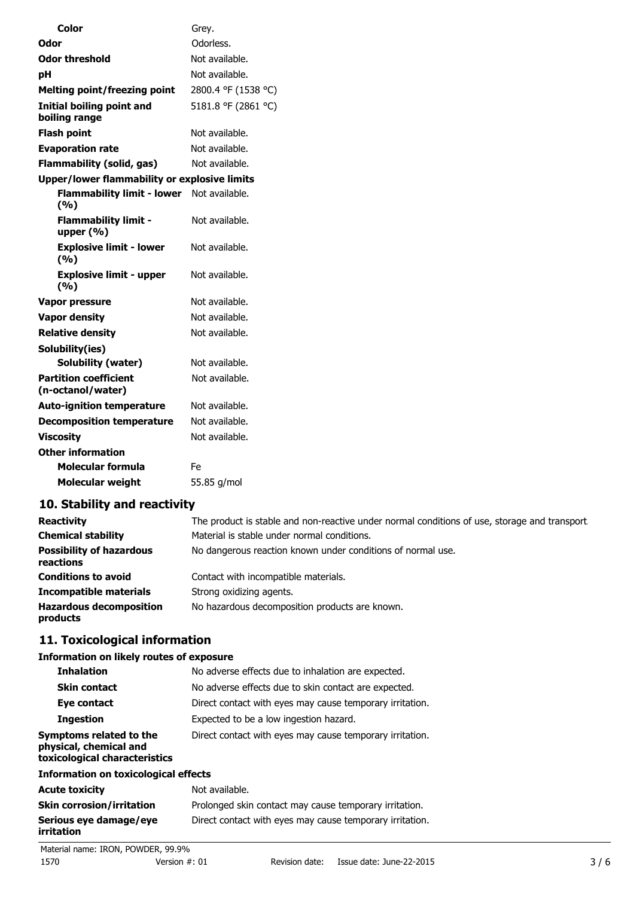| | |
|---|---|
| **Color** | Grey. |
| **Odor** | Odorless. |
| **Odor threshold** | Not available. |
| **pH** | Not available. |
| **Melting point/freezing point** | 2800.4 °F (1538 °C) |
| **Initial boiling point and boiling range** | 5181.8 °F (2861 °C) |
| **Flash point** | Not available. |
| **Evaporation rate** | Not available. |
| **Flammability (solid, gas)** | Not available. |
| **Upper/lower flammability or explosive limits** | |
| **Flammability limit - lower (%)** | Not available. |
| **Flammability limit - upper (%)** | Not available. |
| **Explosive limit - lower (%)** | Not available. |
| **Explosive limit - upper (%)** | Not available. |
| **Vapor pressure** | Not available. |
| **Vapor density** | Not available. |
| **Relative density** | Not available. |
| **Solubility(ies)** | |
| **Solubility (water)** | Not available. |
| **Partition coefficient (n-octanol/water)** | Not available. |
| **Auto-ignition temperature** | Not available. |
| **Decomposition temperature** | Not available. |
| **Viscosity** | Not available. |
| **Other information** | |
| **Molecular formula** | Fe |
| **Molecular weight** | 55.85 g/mol |

## 10. Stability and reactivity

| | |
|---|---|
| **Reactivity** | The product is stable and non-reactive under normal conditions of use, storage and transport. |
| **Chemical stability** | Material is stable under normal conditions. |
| **Possibility of hazardous reactions** | No dangerous reaction known under conditions of normal use. |
| **Conditions to avoid** | Contact with incompatible materials. |
| **Incompatible materials** | Strong oxidizing agents. |
| **Hazardous decomposition products** | No hazardous decomposition products are known. |

## 11. Toxicological information

**Information on likely routes of exposure**

| | |
|---|---|
| **Inhalation** | No adverse effects due to inhalation are expected. |
| **Skin contact** | No adverse effects due to skin contact are expected. |
| **Eye contact** | Direct contact with eyes may cause temporary irritation. |
| **Ingestion** | Expected to be a low ingestion hazard. |
| **Symptoms related to the physical, chemical and toxicological characteristics** | Direct contact with eyes may cause temporary irritation. |

**Information on toxicological effects**

| | |
|---|---|
| **Acute toxicity** | Not available. |
| **Skin corrosion/irritation** | Prolonged skin contact may cause temporary irritation. |
| **Serious eye damage/eye irritation** | Direct contact with eyes may cause temporary irritation. |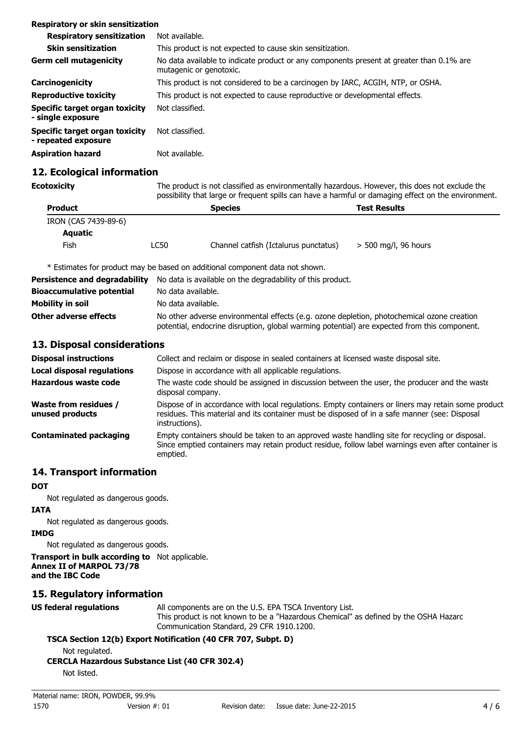**Respiratory or skin sensitization**

| | |
|---|---|
| **Respiratory sensitization** | Not available. |
| **Skin sensitization** | This product is not expected to cause skin sensitization. |
| **Germ cell mutagenicity** | No data available to indicate product or any components present at greater than 0.1% are mutagenic or genotoxic. |
| **Carcinogenicity** | This product is not considered to be a carcinogen by IARC, ACGIH, NTP, or OSHA. |
| **Reproductive toxicity** | This product is not expected to cause reproductive or developmental effects. |
| **Specific target organ toxicity - single exposure** | Not classified. |
| **Specific target organ toxicity - repeated exposure** | Not classified. |
| **Aspiration hazard** | Not available. |

## 12. Ecological information

**Ecotoxicity** The product is not classified as environmentally hazardous. However, this does not exclude the possibility that large or frequent spills can have a harmful or damaging effect on the environment.

| Product | | Species | Test Results |
|---|---|---|---|
| IRON (CAS 7439-89-6) | | | |
| **Aquatic** | | | |
| Fish | LC50 | Channel catfish (Ictalurus punctatus) | > 500 mg/l, 96 hours |

\* Estimates for product may be based on additional component data not shown.

| | |
|---|---|
| **Persistence and degradability** | No data is available on the degradability of this product. |
| **Bioaccumulative potential** | No data available. |
| **Mobility in soil** | No data available. |
| **Other adverse effects** | No other adverse environmental effects (e.g. ozone depletion, photochemical ozone creation potential, endocrine disruption, global warming potential) are expected from this component. |

## 13. Disposal considerations

| | |
|---|---|
| **Disposal instructions** | Collect and reclaim or dispose in sealed containers at licensed waste disposal site. |
| **Local disposal regulations** | Dispose in accordance with all applicable regulations. |
| **Hazardous waste code** | The waste code should be assigned in discussion between the user, the producer and the waste disposal company. |
| **Waste from residues / unused products** | Dispose of in accordance with local regulations. Empty containers or liners may retain some product residues. This material and its container must be disposed of in a safe manner (see: Disposal instructions). |
| **Contaminated packaging** | Empty containers should be taken to an approved waste handling site for recycling or disposal. Since emptied containers may retain product residue, follow label warnings even after container is emptied. |

## 14. Transport information

**DOT**

Not regulated as dangerous goods.

**IATA**

Not regulated as dangerous goods.

**IMDG**

Not regulated as dangerous goods.

**Transport in bulk according to Annex II of MARPOL 73/78 and the IBC Code** Not applicable.

## 15. Regulatory information

**US federal regulations** All components are on the U.S. EPA TSCA Inventory List. This product is not known to be a "Hazardous Chemical" as defined by the OSHA Hazard Communication Standard, 29 CFR 1910.1200.

**TSCA Section 12(b) Export Notification (40 CFR 707, Subpt. D)**

Not regulated.

**CERCLA Hazardous Substance List (40 CFR 302.4)**

Not listed.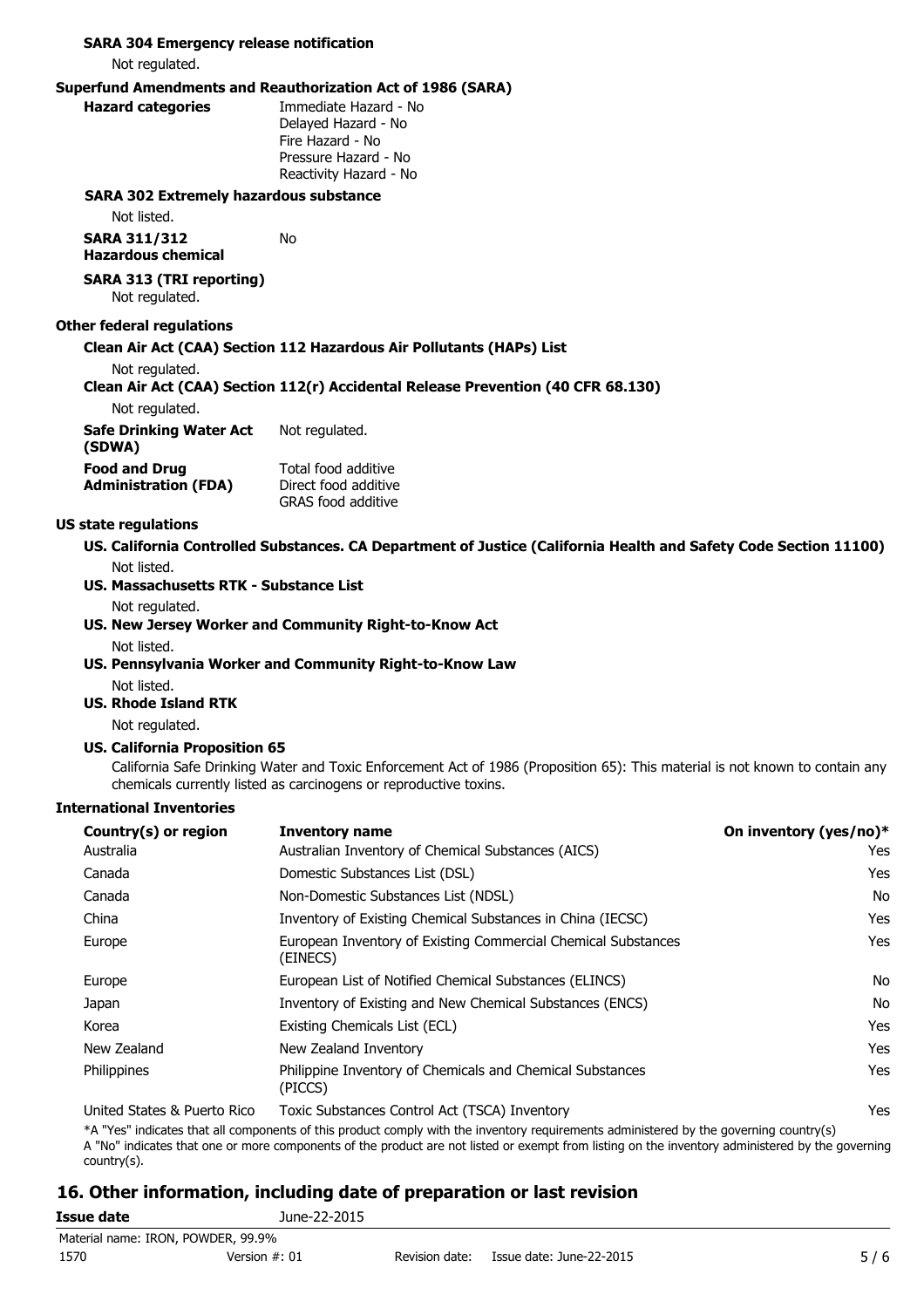**SARA 304 Emergency release notification**

Not regulated.

**Superfund Amendments and Reauthorization Act of 1986 (SARA)**

**Hazard categories**
Immediate Hazard - No
Delayed Hazard - No
Fire Hazard - No
Pressure Hazard - No
Reactivity Hazard - No

**SARA 302 Extremely hazardous substance**

Not listed.

**SARA 311/312 Hazardous chemical** No

**SARA 313 (TRI reporting)**

Not regulated.

**Other federal regulations**

**Clean Air Act (CAA) Section 112 Hazardous Air Pollutants (HAPs) List**

Not regulated.

**Clean Air Act (CAA) Section 112(r) Accidental Release Prevention (40 CFR 68.130)**

Not regulated.

**Safe Drinking Water Act (SDWA)** Not regulated.

**Food and Drug Administration (FDA)**
Total food additive
Direct food additive
GRAS food additive

**US state regulations**

**US. California Controlled Substances. CA Department of Justice (California Health and Safety Code Section 11100)**

Not listed.

**US. Massachusetts RTK - Substance List**

Not regulated.

**US. New Jersey Worker and Community Right-to-Know Act**

Not listed.

**US. Pennsylvania Worker and Community Right-to-Know Law**

Not listed.

**US. Rhode Island RTK**

Not regulated.

**US. California Proposition 65**

California Safe Drinking Water and Toxic Enforcement Act of 1986 (Proposition 65): This material is not known to contain any chemicals currently listed as carcinogens or reproductive toxins.

**International Inventories**

| Country(s) or region | Inventory name | On inventory (yes/no)* |
|---|---|---|
| Australia | Australian Inventory of Chemical Substances (AICS) | Yes |
| Canada | Domestic Substances List (DSL) | Yes |
| Canada | Non-Domestic Substances List (NDSL) | No |
| China | Inventory of Existing Chemical Substances in China (IECSC) | Yes |
| Europe | European Inventory of Existing Commercial Chemical Substances (EINECS) | Yes |
| Europe | European List of Notified Chemical Substances (ELINCS) | No |
| Japan | Inventory of Existing and New Chemical Substances (ENCS) | No |
| Korea | Existing Chemicals List (ECL) | Yes |
| New Zealand | New Zealand Inventory | Yes |
| Philippines | Philippine Inventory of Chemicals and Chemical Substances (PICCS) | Yes |
| United States & Puerto Rico | Toxic Substances Control Act (TSCA) Inventory | Yes |

*A "Yes" indicates that all components of this product comply with the inventory requirements administered by the governing country(s)
A "No" indicates that one or more components of the product are not listed or exempt from listing on the inventory administered by the governing country(s).

## 16. Other information, including date of preparation or last revision

**Issue date** June-22-2015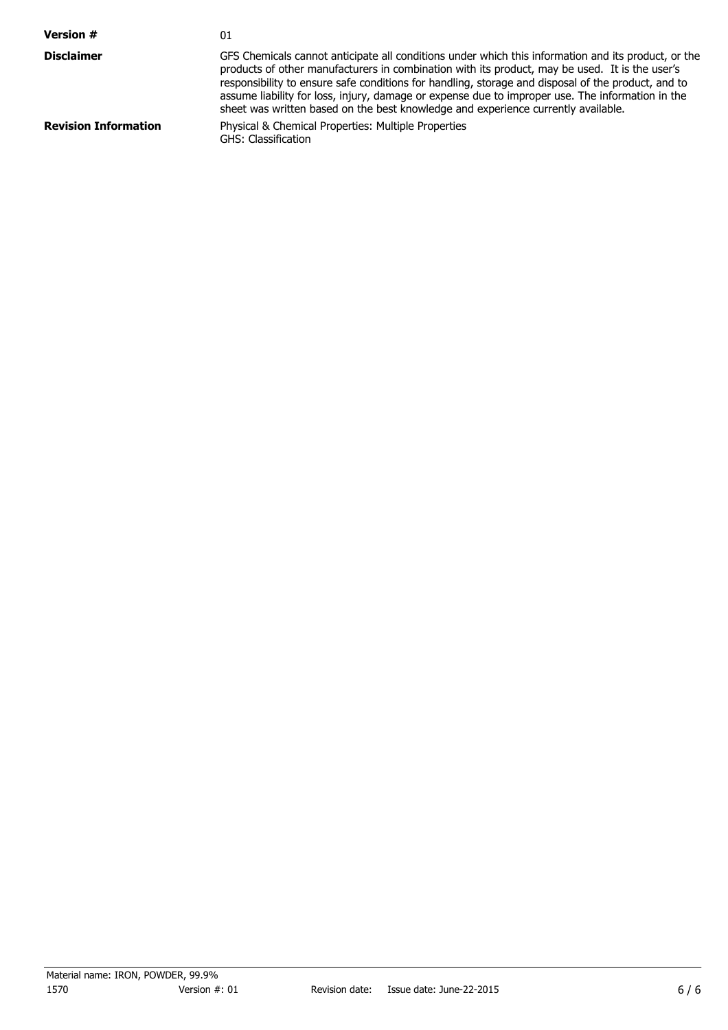**Version #** 01

**Disclaimer** GFS Chemicals cannot anticipate all conditions under which this information and its product, or the products of other manufacturers in combination with its product, may be used. It is the user's responsibility to ensure safe conditions for handling, storage and disposal of the product, and to assume liability for loss, injury, damage or expense due to improper use. The information in the sheet was written based on the best knowledge and experience currently available.

**Revision Information** Physical & Chemical Properties: Multiple Properties
GHS: Classification